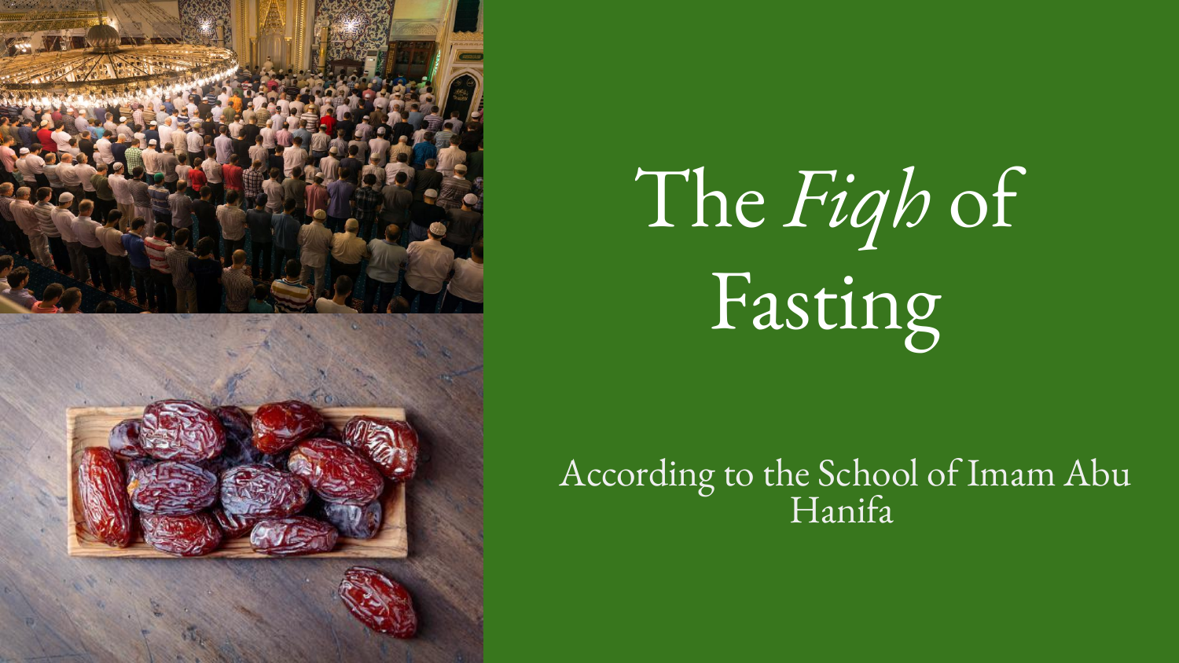# The *Fiqh* of Fasting

According to the School of Imam Abu Hanifa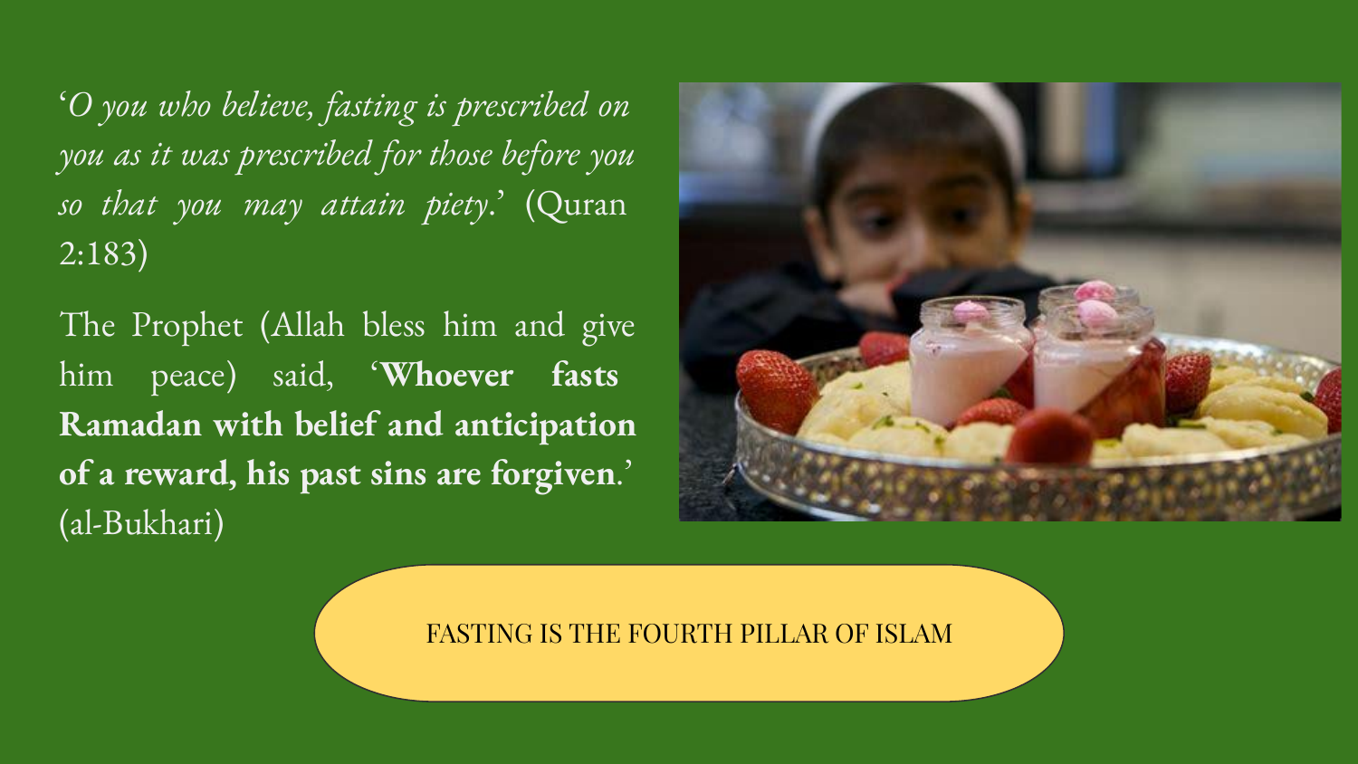*'O you who believe, fasting is prescribed on you as it was prescribed for those before you so that you may attain piety.'* (Quran 2:183)

The Prophet (Allah bless him and give him peace) said, '**Whoever fasts Ramadan with belief and anticipation of a reward, his past sins are forgiven**.' (al-Bukhari)

FASTING IS THE FOURTH PILLAR OF ISLAM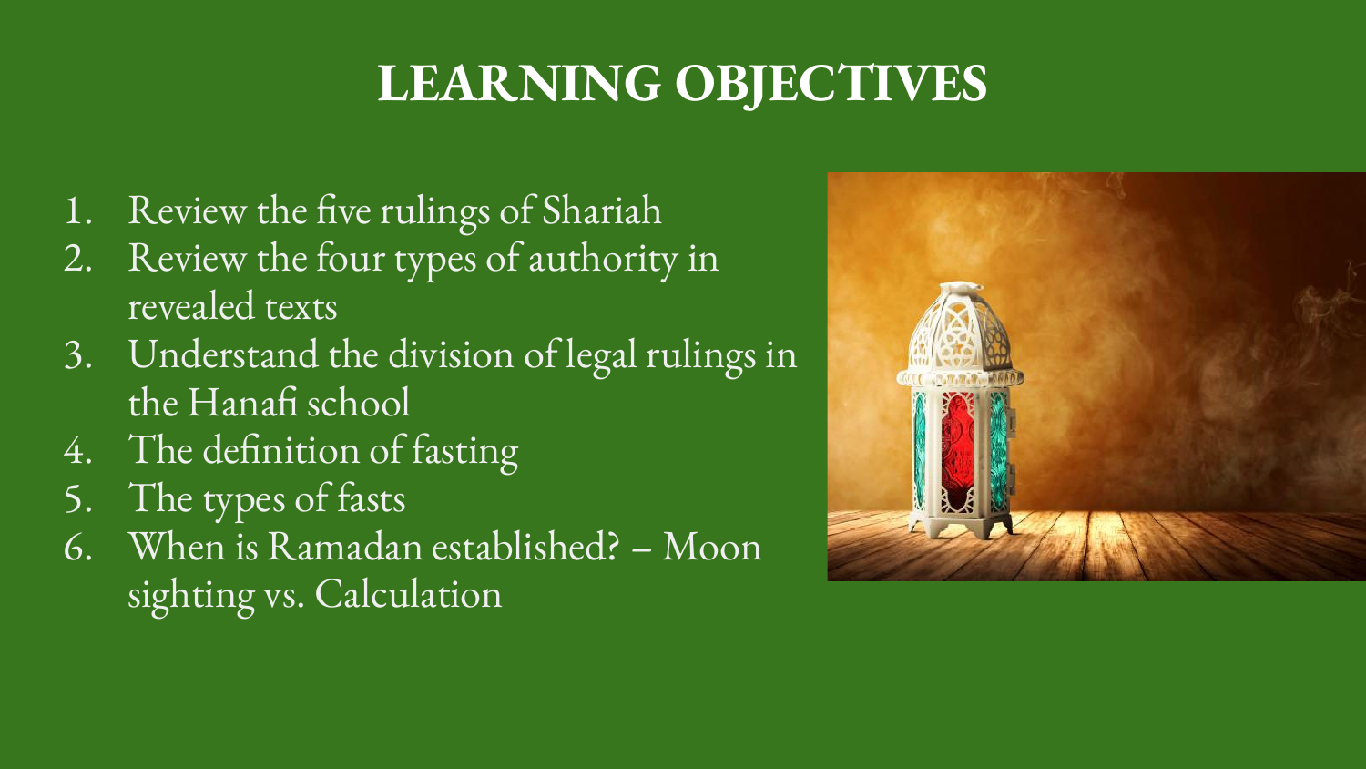# LEARNING OBJECTIVES

1. Review the five rulings of Shariah
2. Review the four types of authority in revealed texts
3. Understand the division of legal rulings in the Hanafi school
4. The definition of fasting
5. The types of fasts
6. When is Ramadan established? – Moon sighting vs. Calculation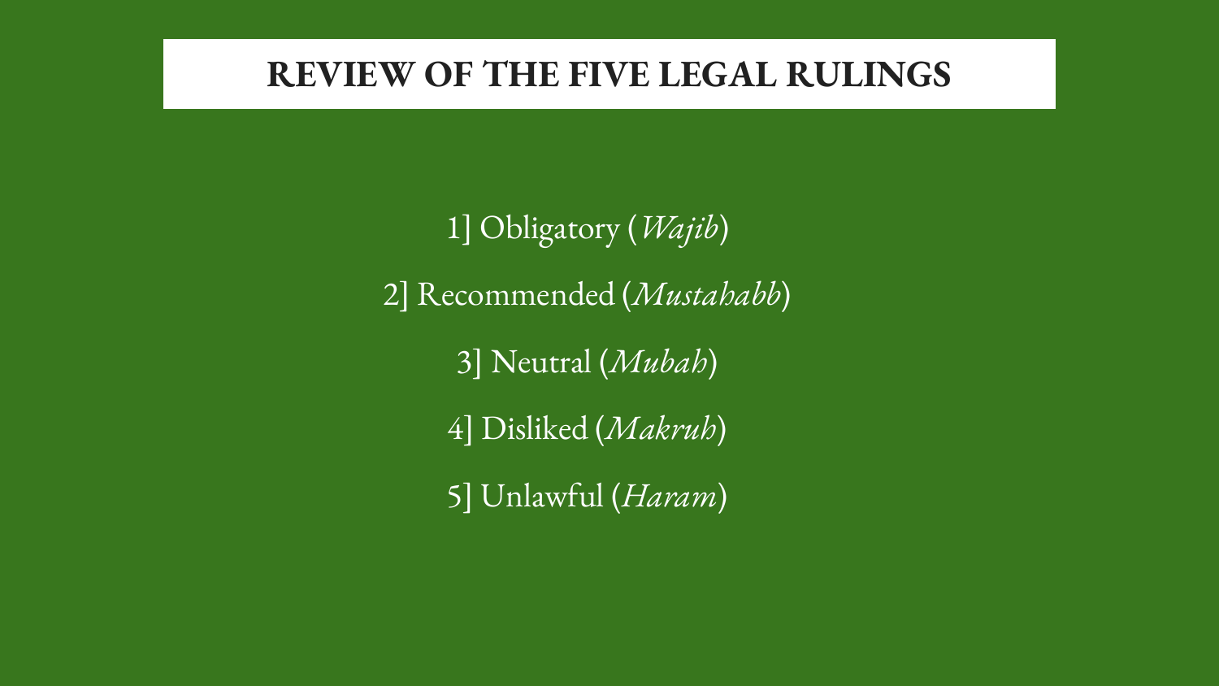# REVIEW OF THE FIVE LEGAL RULINGS

1] Obligatory (*Wajib*)

2] Recommended (*Mustahabb*)

3] Neutral (*Mubah*)

4] Disliked (*Makruh*)

5] Unlawful (*Haram*)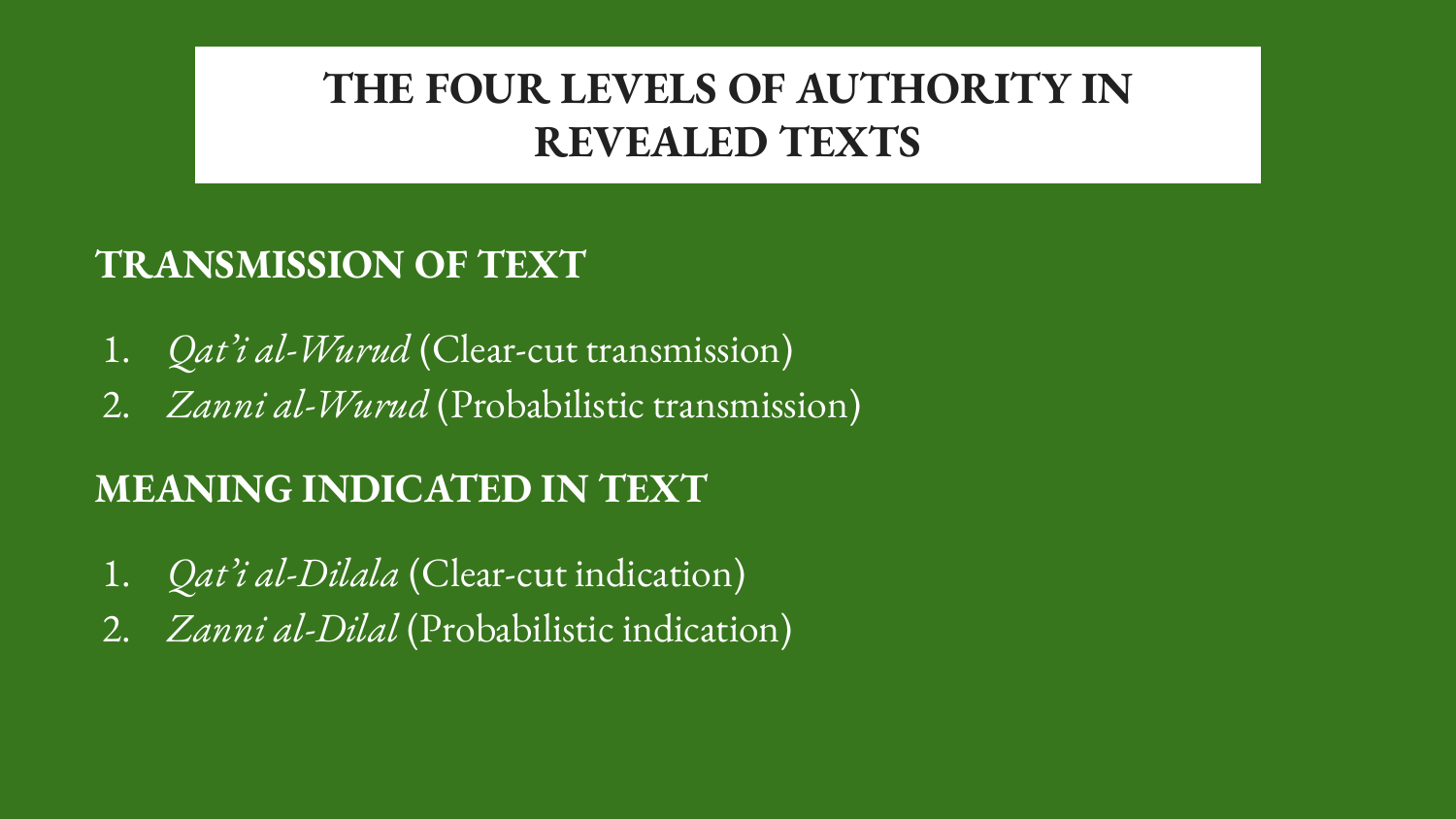# THE FOUR LEVELS OF AUTHORITY IN REVEALED TEXTS

## TRANSMISSION OF TEXT

1. *Qat'i al-Wurud* (Clear-cut transmission)
2. *Zanni al-Wurud* (Probabilistic transmission)

## MEANING INDICATED IN TEXT

1. *Qat'i al-Dilala* (Clear-cut indication)
2. *Zanni al-Dilal* (Probabilistic indication)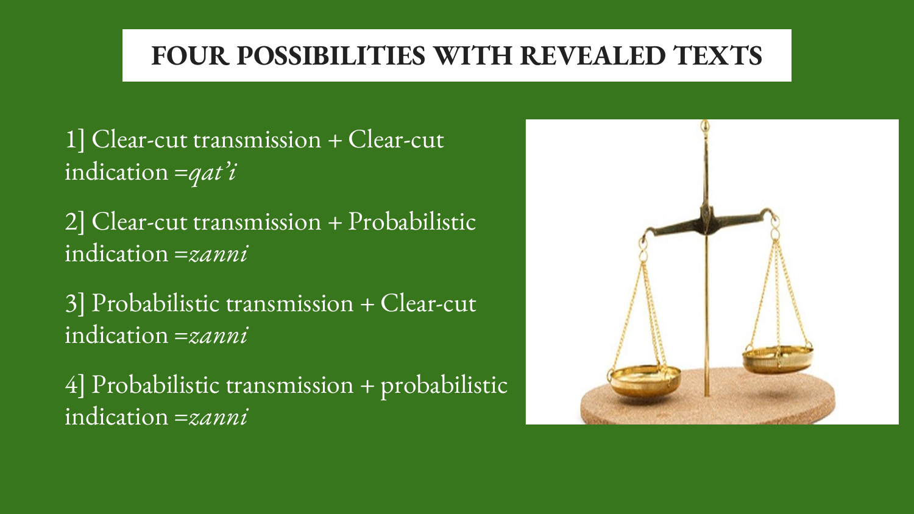# FOUR POSSIBILITIES WITH REVEALED TEXTS

1] Clear-cut transmission + Clear-cut indication =*qat'i*

2] Clear-cut transmission + Probabilistic indication =*zanni*

3] Probabilistic transmission + Clear-cut indication =*zanni*

4] Probabilistic transmission + probabilistic indication =*zanni*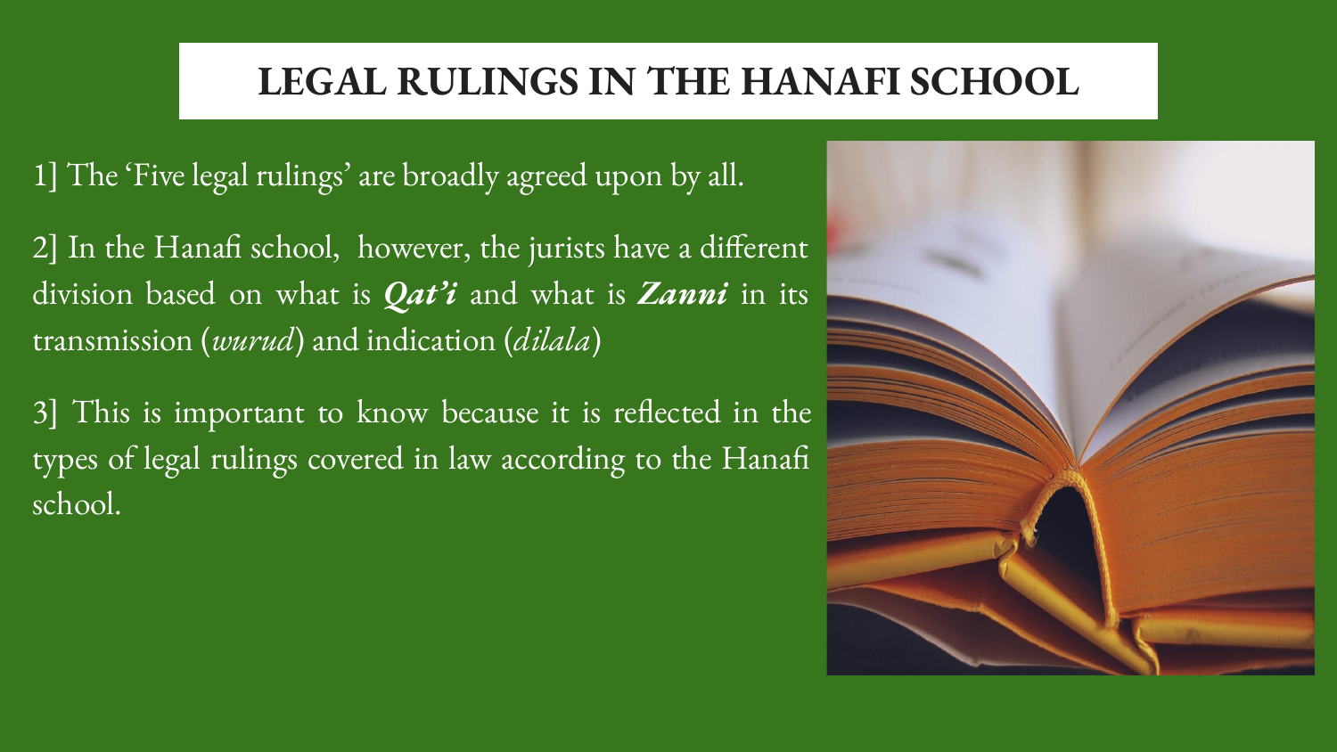# LEGAL RULINGS IN THE HANAFI SCHOOL

1] The 'Five legal rulings' are broadly agreed upon by all.

2] In the Hanafi school, however, the jurists have a different division based on what is ***Qat'i*** and what is ***Zanni*** in its transmission (*wurud*) and indication (*dilala*)

3] This is important to know because it is reflected in the types of legal rulings covered in law according to the Hanafi school.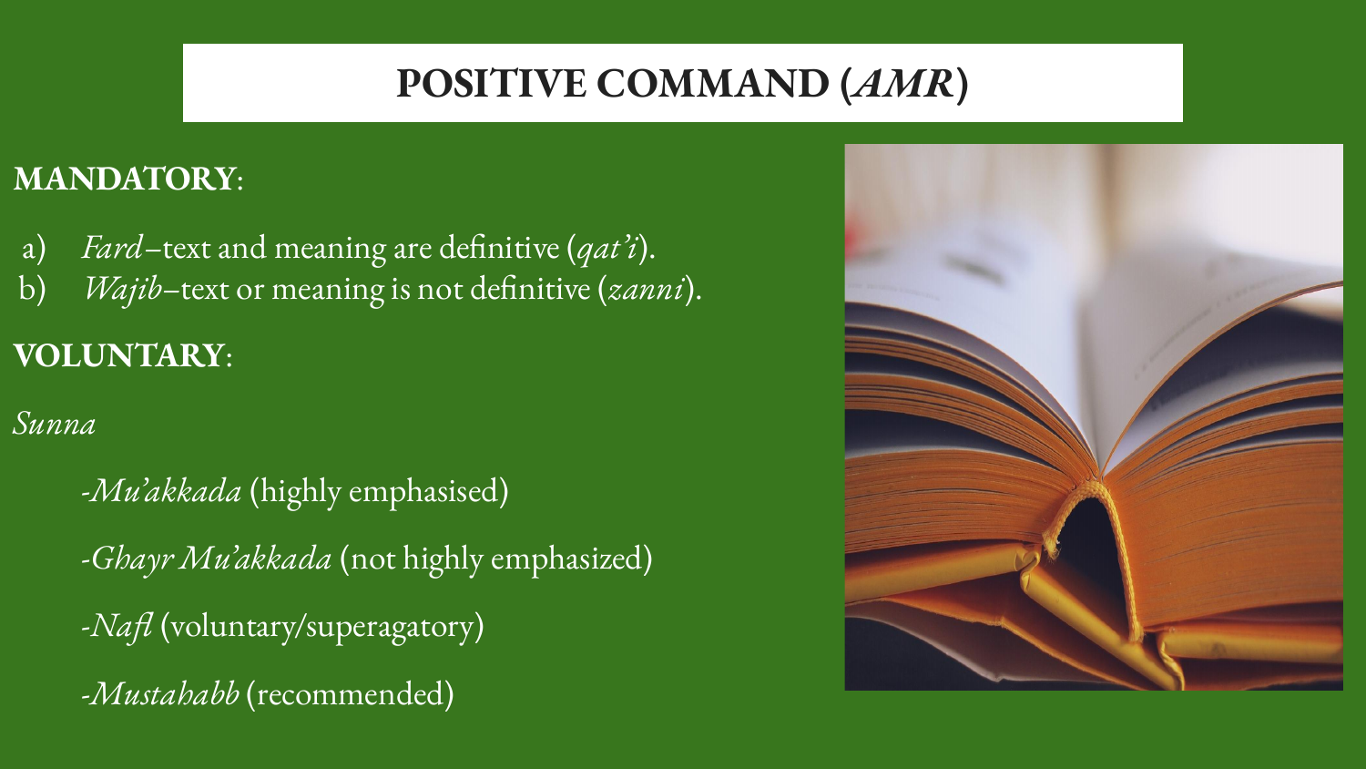# POSITIVE COMMAND (*AMR*)

**MANDATORY**:

a) *Fard*–text and meaning are definitive (*qat'i*).
b) *Wajib*–text or meaning is not definitive (*zanni*).

**VOLUNTARY**:

*Sunna*

- *Mu'akkada* (highly emphasised)
- *Ghayr Mu'akkada* (not highly emphasized)
- *Nafl* (voluntary/superagatory)
- *Mustahabb* (recommended)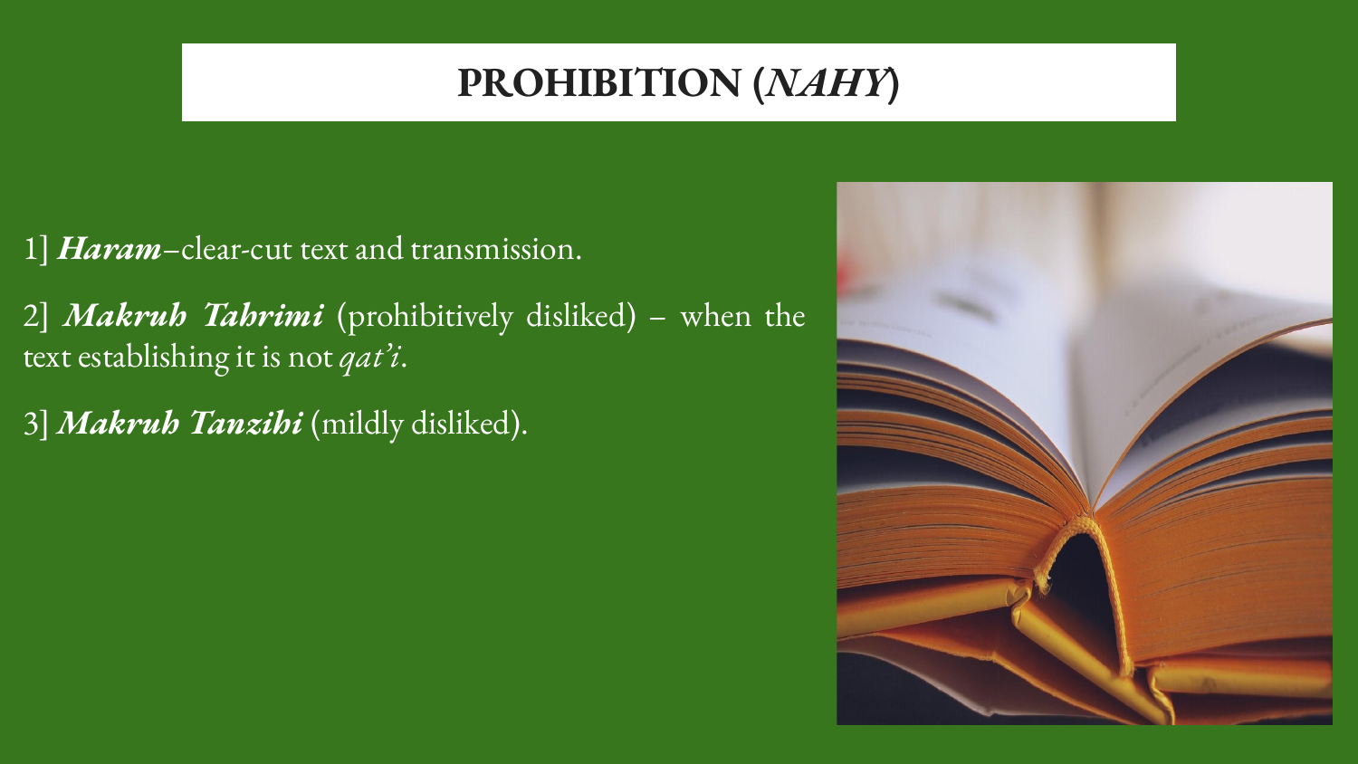# PROHIBITION (*NAHY*)

1] ***Haram***–clear-cut text and transmission.

2] ***Makruh Tahrimi*** (prohibitively disliked) – when the text establishing it is not *qat'i*.

3] ***Makruh Tanzihi*** (mildly disliked).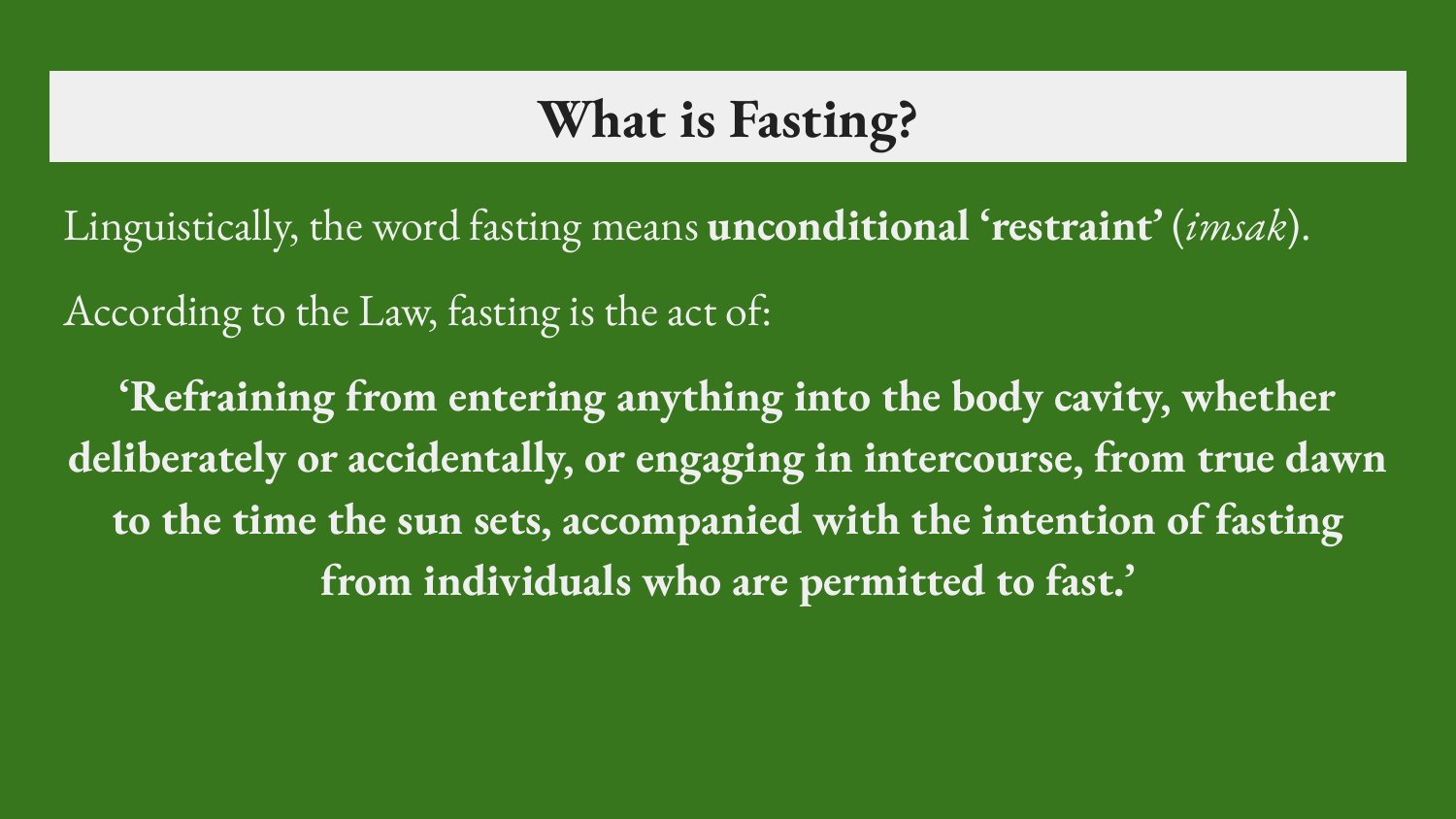# What is Fasting?

Linguistically, the word fasting means **unconditional 'restraint'** (*imsak*).

According to the Law, fasting is the act of:

**'Refraining from entering anything into the body cavity, whether deliberately or accidentally, or engaging in intercourse, from true dawn to the time the sun sets, accompanied with the intention of fasting from individuals who are permitted to fast.'**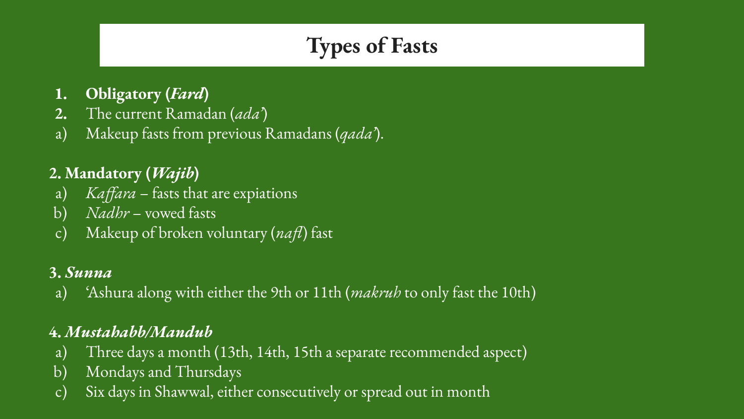# Types of Fasts

1. **Obligatory (*Fard*)**
2. The current Ramadan (*ada'*)
   a) Makeup fasts from previous Ramadans (*qada'*).

**2. Mandatory (*Wajib*)**

a) *Kaffara* – fasts that are expiations
b) *Nadhr* – vowed fasts
c) Makeup of broken voluntary (*nafl*) fast

**3. *Sunna***

a) 'Ashura along with either the 9th or 11th (*makruh* to only fast the 10th)

**4. *Mustahabb/Mandub***

a) Three days a month (13th, 14th, 15th a separate recommended aspect)
b) Mondays and Thursdays
c) Six days in Shawwal, either consecutively or spread out in month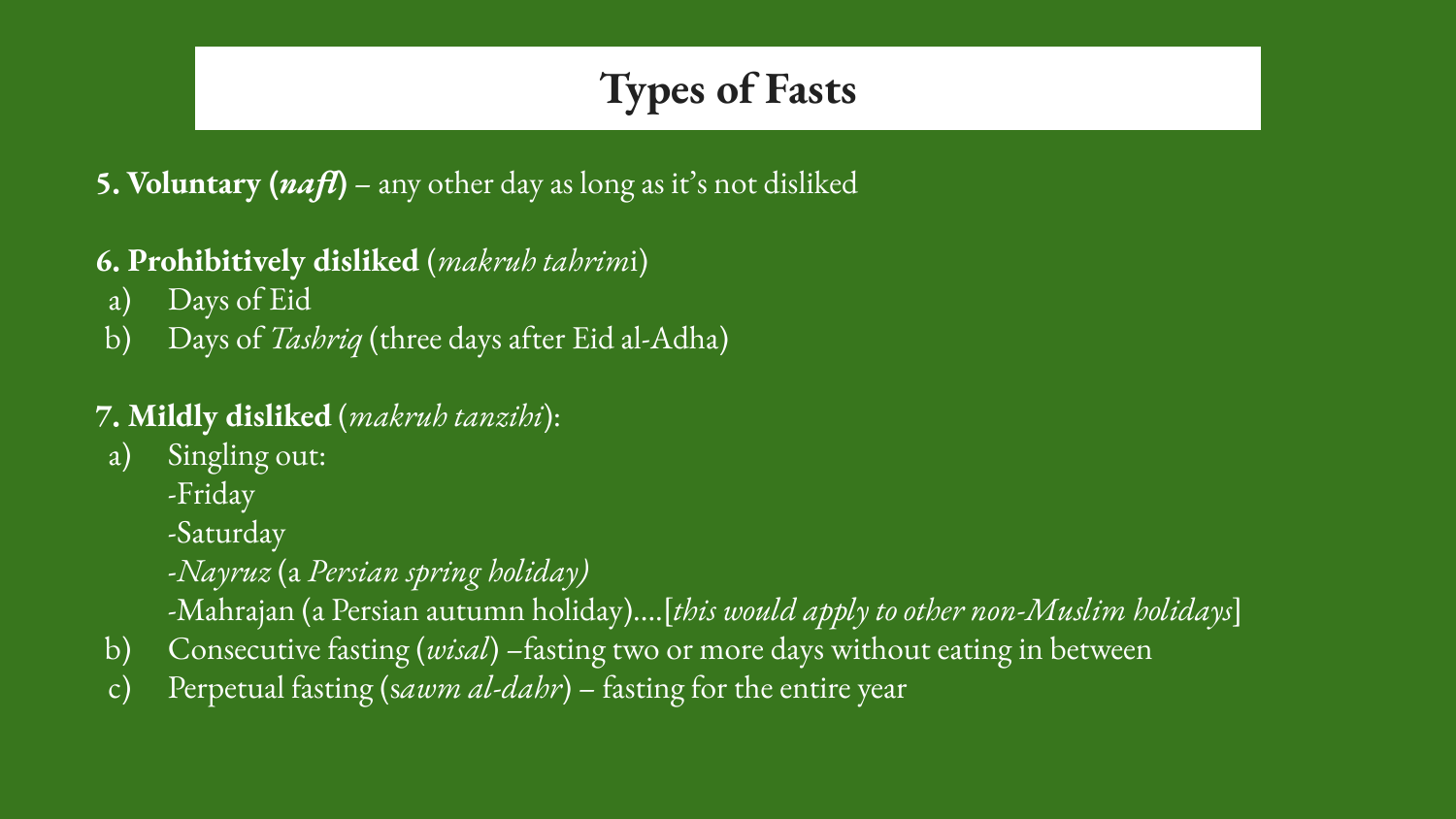# Types of Fasts

**5. Voluntary (*nafl*)** – any other day as long as it's not disliked

**6. Prohibitively disliked** (*makruh tahrim*i)

a) Days of Eid
b) Days of *Tashriq* (three days after Eid al-Adha)

**7. Mildly disliked** (*makruh tanzihi*):

a) Singling out:
   -Friday
   -Saturday
   -*Nayruz* (a *Persian spring holiday)*
   -Mahrajan (a Persian autumn holiday)….[*this would apply to other non-Muslim holidays*]
b) Consecutive fasting (*wisal*) –fasting two or more days without eating in between
c) Perpetual fasting (s*awm al-dahr*) – fasting for the entire year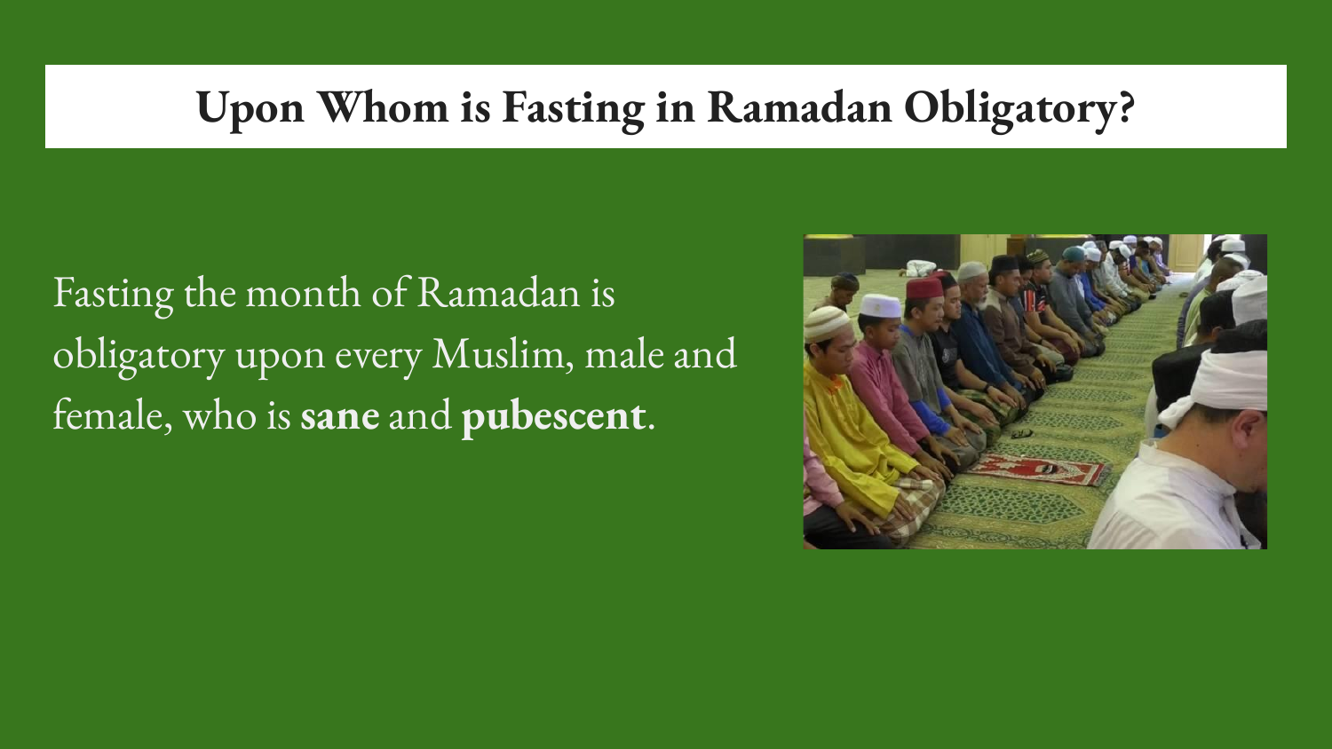# Upon Whom is Fasting in Ramadan Obligatory?

Fasting the month of Ramadan is obligatory upon every Muslim, male and female, who is **sane** and **pubescent**.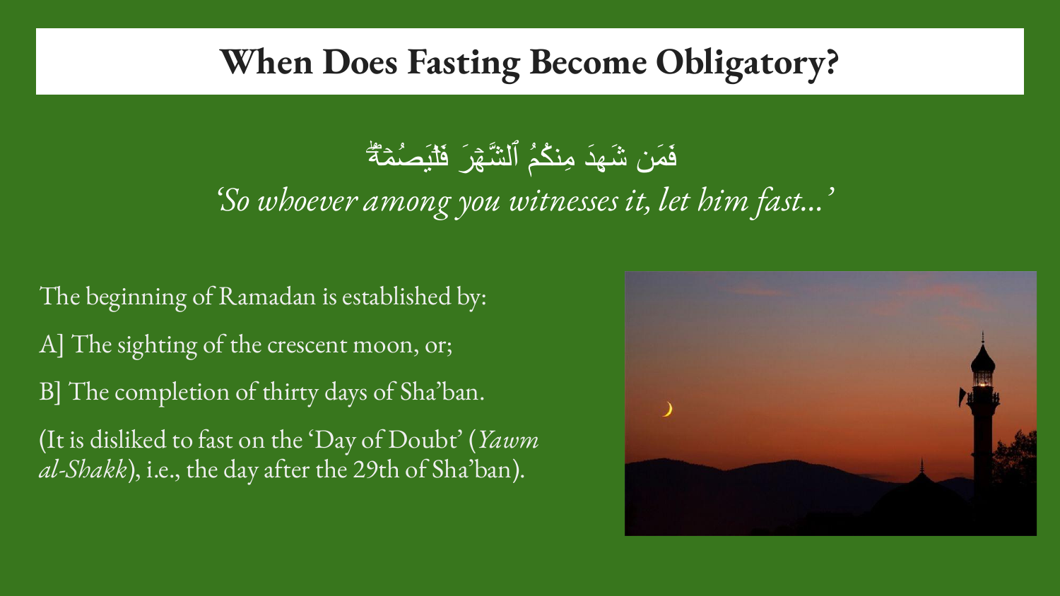# When Does Fasting Become Obligatory?

فَمَن شَهِدَ مِنكُمُ ٱلشَّهۡرَ فَلۡيَصُمۡهُۖ

*'So whoever among you witnesses it, let him fast...'*

The beginning of Ramadan is established by:

A] The sighting of the crescent moon, or;

B] The completion of thirty days of Sha'ban.

(It is disliked to fast on the 'Day of Doubt' (*Yawm al-Shakk*), i.e., the day after the 29th of Sha'ban).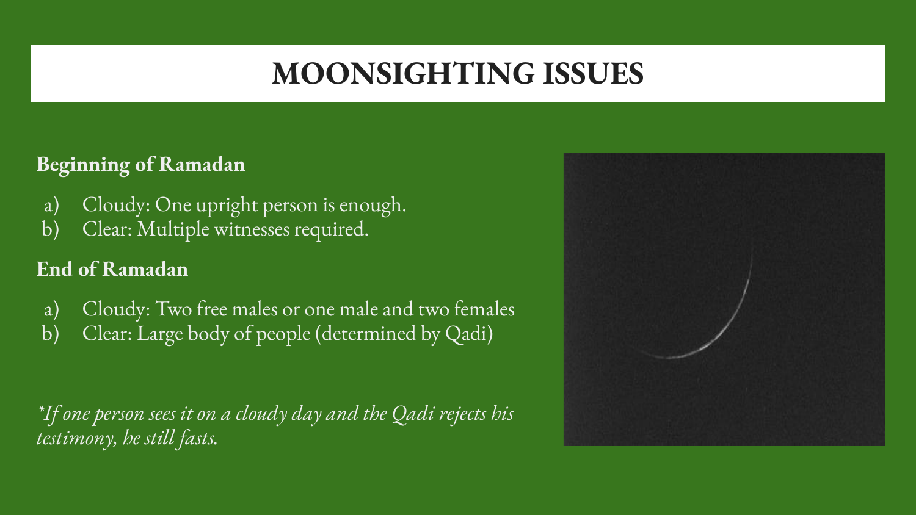# MOONSIGHTING ISSUES

**Beginning of Ramadan**

a) Cloudy: One upright person is enough.
b) Clear: Multiple witnesses required.

**End of Ramadan**

a) Cloudy: Two free males or one male and two females
b) Clear: Large body of people (determined by Qadi)

*\*If one person sees it on a cloudy day and the Qadi rejects his testimony, he still fasts.*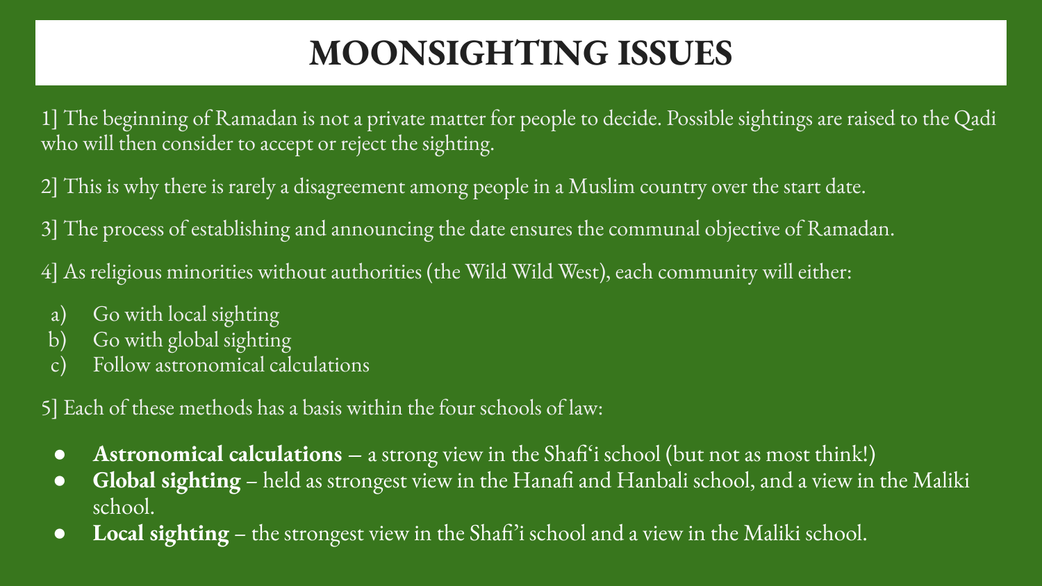# MOONSIGHTING ISSUES

1] The beginning of Ramadan is not a private matter for people to decide. Possible sightings are raised to the Qadi who will then consider to accept or reject the sighting.

2] This is why there is rarely a disagreement among people in a Muslim country over the start date.

3] The process of establishing and announcing the date ensures the communal objective of Ramadan.

4] As religious minorities without authorities (the Wild Wild West), each community will either:

a) Go with local sighting
b) Go with global sighting
c) Follow astronomical calculations

5] Each of these methods has a basis within the four schools of law:

- **Astronomical calculations** – a strong view in the Shafi'i school (but not as most think!)
- **Global sighting** – held as strongest view in the Hanafi and Hanbali school, and a view in the Maliki school.
- **Local sighting** – the strongest view in the Shafi'i school and a view in the Maliki school.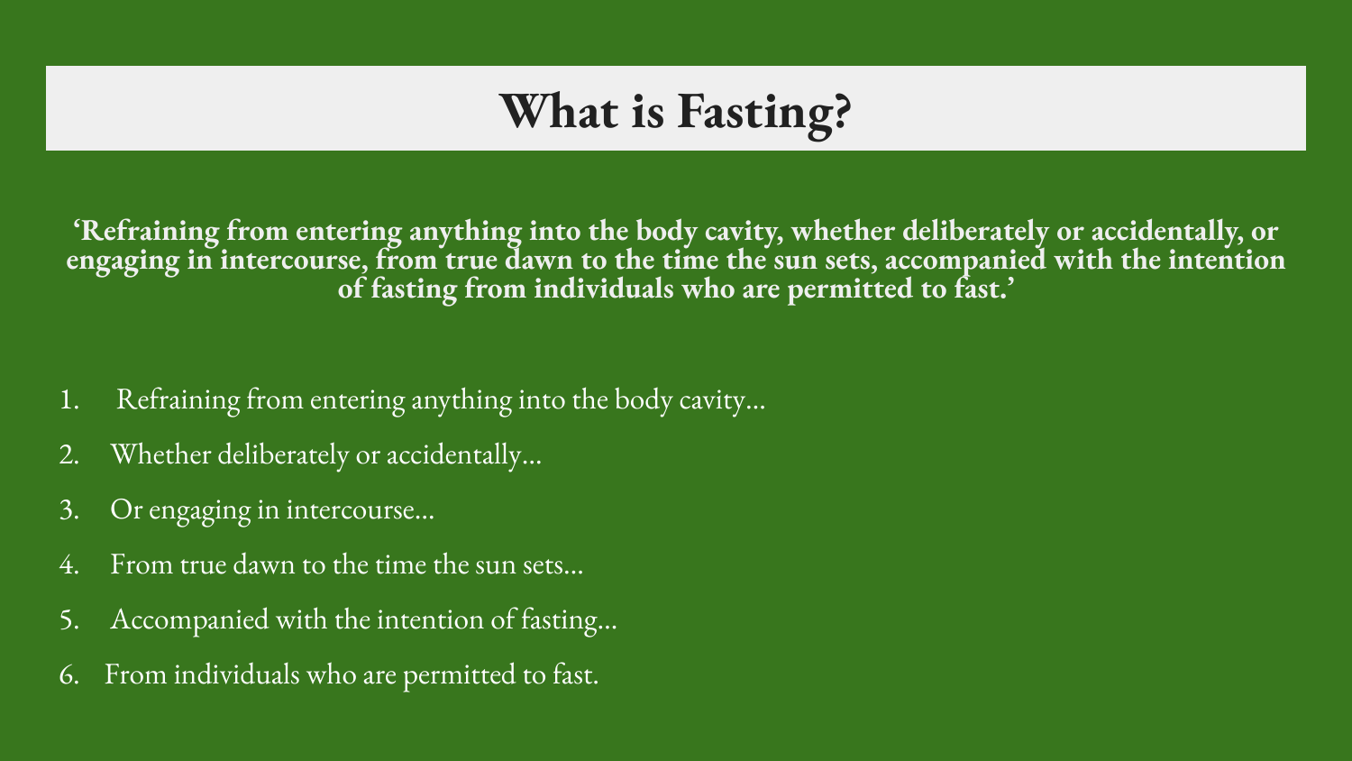# What is Fasting?

**‘Refraining from entering anything into the body cavity, whether deliberately or accidentally, or engaging in intercourse, from true dawn to the time the sun sets, accompanied with the intention of fasting from individuals who are permitted to fast.’**

1. Refraining from entering anything into the body cavity…
2. Whether deliberately or accidentally…
3. Or engaging in intercourse…
4. From true dawn to the time the sun sets…
5. Accompanied with the intention of fasting…
6. From individuals who are permitted to fast.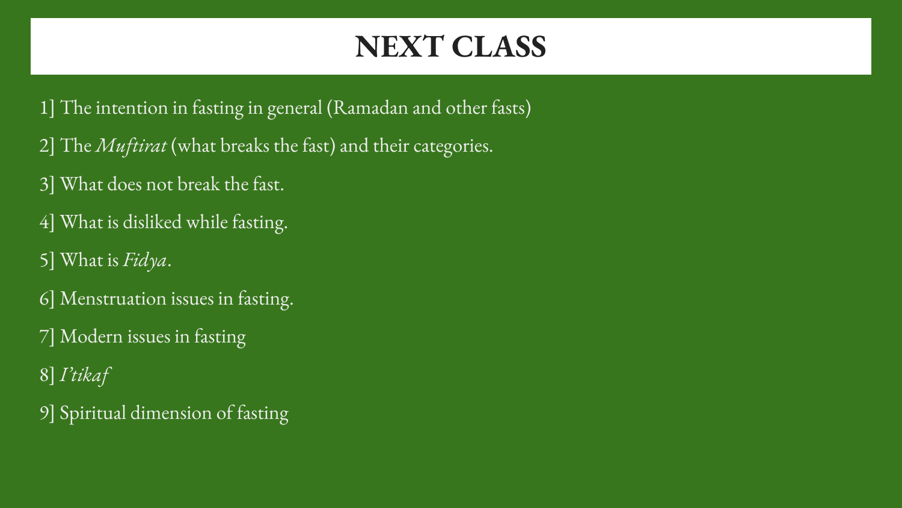# NEXT CLASS

1] The intention in fasting in general (Ramadan and other fasts)

2] The *Muftirat* (what breaks the fast) and their categories.

3] What does not break the fast.

4] What is disliked while fasting.

5] What is *Fidya*.

6] Menstruation issues in fasting.

7] Modern issues in fasting

8] *I'tikaf*

9] Spiritual dimension of fasting